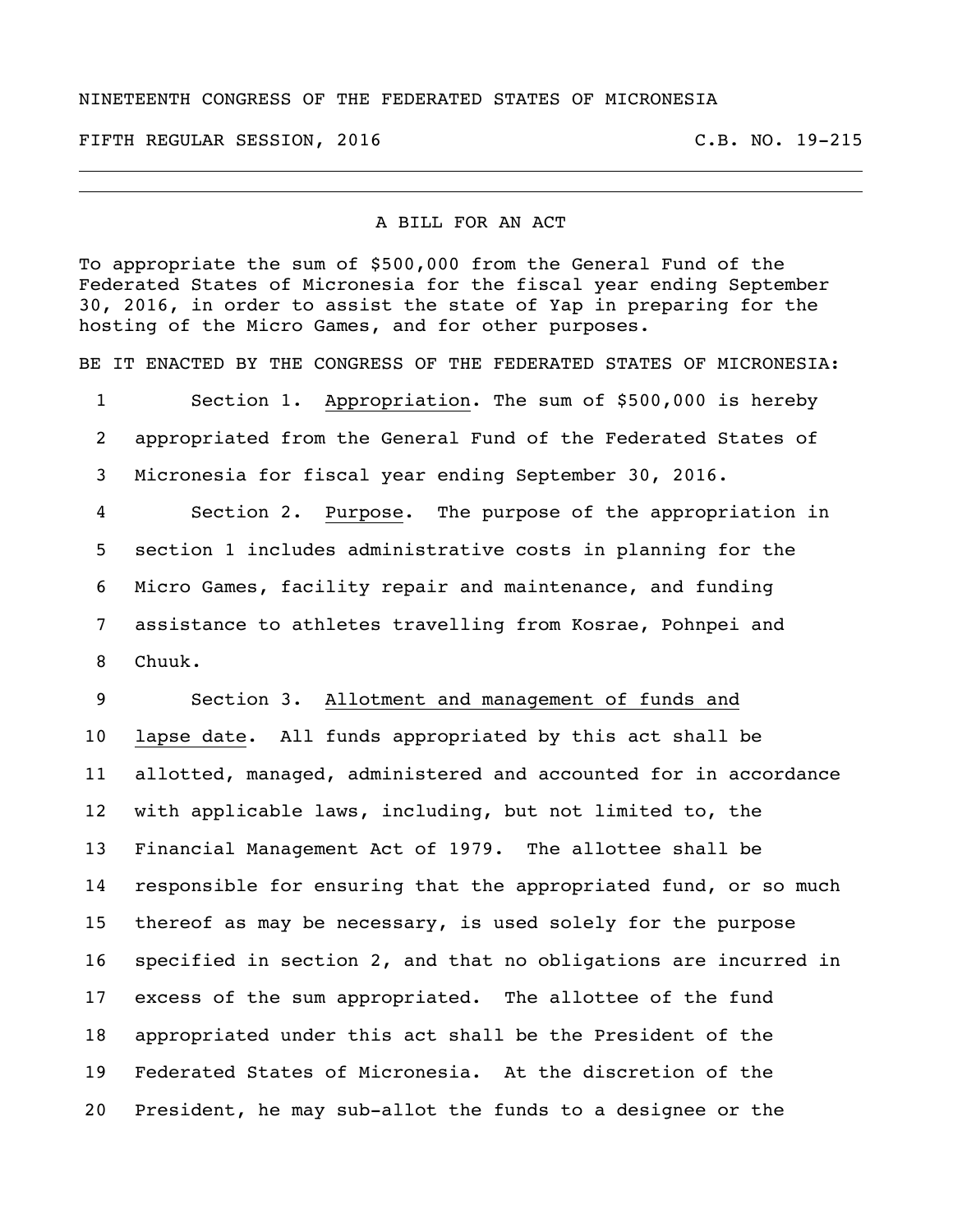NINETEENTH CONGRESS OF THE FEDERATED STATES OF MICRONESIA

FIFTH REGULAR SESSION, 2016 C.B. NO. 19-215

---

A BILL FOR AN ACT

To appropriate the sum of $500,000 from the General Fund of the Federated States of Micronesia for the fiscal year ending September 30, 2016, in order to assist the state of Yap in preparing for the hosting of the Micro Games, and for other purposes.

BE IT ENACTED BY THE CONGRESS OF THE FEDERATED STATES OF MICRONESIA:

1 Section 1. Appropriation. The sum of $500,000 is hereby
2 appropriated from the General Fund of the Federated States of
3 Micronesia for fiscal year ending September 30, 2016.

4 Section 2. Purpose. The purpose of the appropriation in
5 section 1 includes administrative costs in planning for the
6 Micro Games, facility repair and maintenance, and funding
7 assistance to athletes travelling from Kosrae, Pohnpei and
8 Chuuk.

9 Section 3. Allotment and management of funds and
10 lapse date. All funds appropriated by this act shall be
11 allotted, managed, administered and accounted for in accordance
12 with applicable laws, including, but not limited to, the
13 Financial Management Act of 1979. The allottee shall be
14 responsible for ensuring that the appropriated fund, or so much
15 thereof as may be necessary, is used solely for the purpose
16 specified in section 2, and that no obligations are incurred in
17 excess of the sum appropriated. The allottee of the fund
18 appropriated under this act shall be the President of the
19 Federated States of Micronesia. At the discretion of the
20 President, he may sub-allot the funds to a designee or the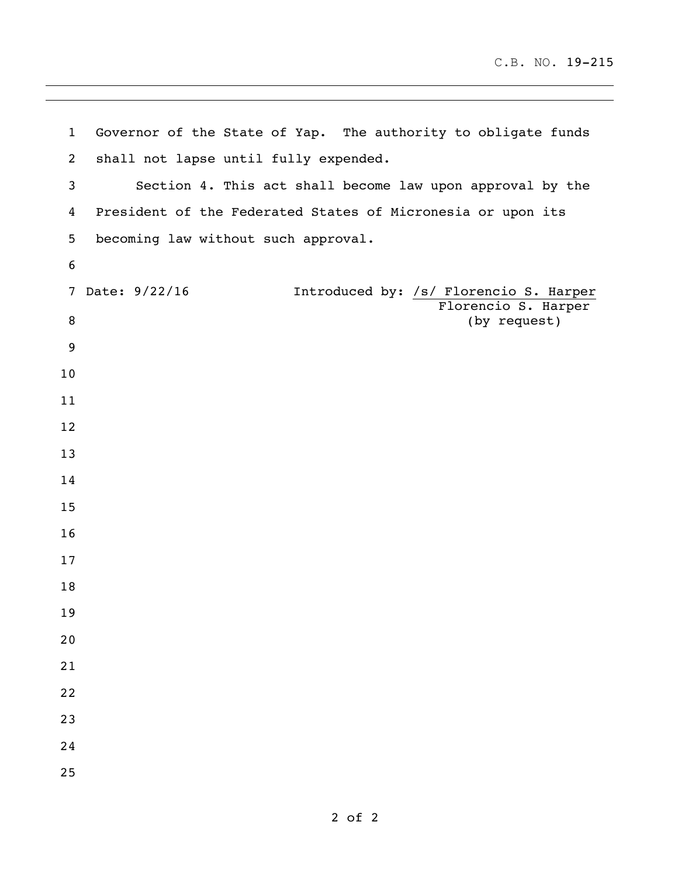Governor of the State of Yap. The authority to obligate funds shall not lapse until fully expended.

Section 4. This act shall become law upon approval by the President of the Federated States of Micronesia or upon its becoming law without such approval.

Date: 9/22/16

Introduced by: /s/ Florencio S. Harper
Florencio S. Harper
(by request)